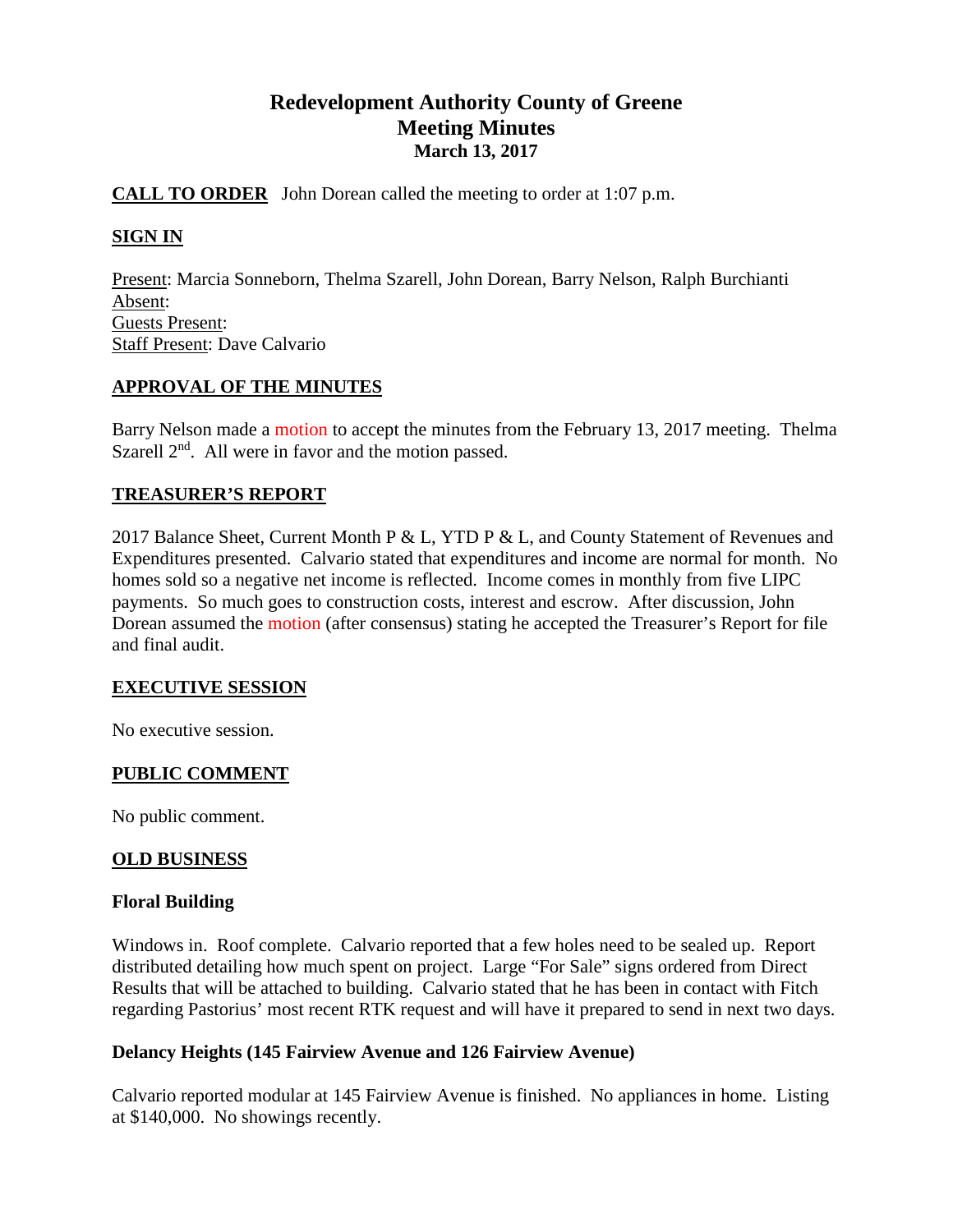# Redevelopment Authority County of Greene
## Meeting Minutes
### March 13, 2017

**CALL TO ORDER** John Dorean called the meeting to order at 1:07 p.m.

**SIGN IN**

Present: Marcia Sonneborn, Thelma Szarell, John Dorean, Barry Nelson, Ralph Burchianti
Absent:
Guests Present:
Staff Present: Dave Calvario

**APPROVAL OF THE MINUTES**

Barry Nelson made a motion to accept the minutes from the February 13, 2017 meeting. Thelma Szarell 2nd. All were in favor and the motion passed.

**TREASURER'S REPORT**

2017 Balance Sheet, Current Month P & L, YTD P & L, and County Statement of Revenues and Expenditures presented. Calvario stated that expenditures and income are normal for month. No homes sold so a negative net income is reflected. Income comes in monthly from five LIPC payments. So much goes to construction costs, interest and escrow. After discussion, John Dorean assumed the motion (after consensus) stating he accepted the Treasurer's Report for file and final audit.

**EXECUTIVE SESSION**

No executive session.

**PUBLIC COMMENT**

No public comment.

**OLD BUSINESS**

**Floral Building**

Windows in. Roof complete. Calvario reported that a few holes need to be sealed up. Report distributed detailing how much spent on project. Large "For Sale" signs ordered from Direct Results that will be attached to building. Calvario stated that he has been in contact with Fitch regarding Pastorius' most recent RTK request and will have it prepared to send in next two days.

**Delancy Heights (145 Fairview Avenue and 126 Fairview Avenue)**

Calvario reported modular at 145 Fairview Avenue is finished. No appliances in home. Listing at $140,000. No showings recently.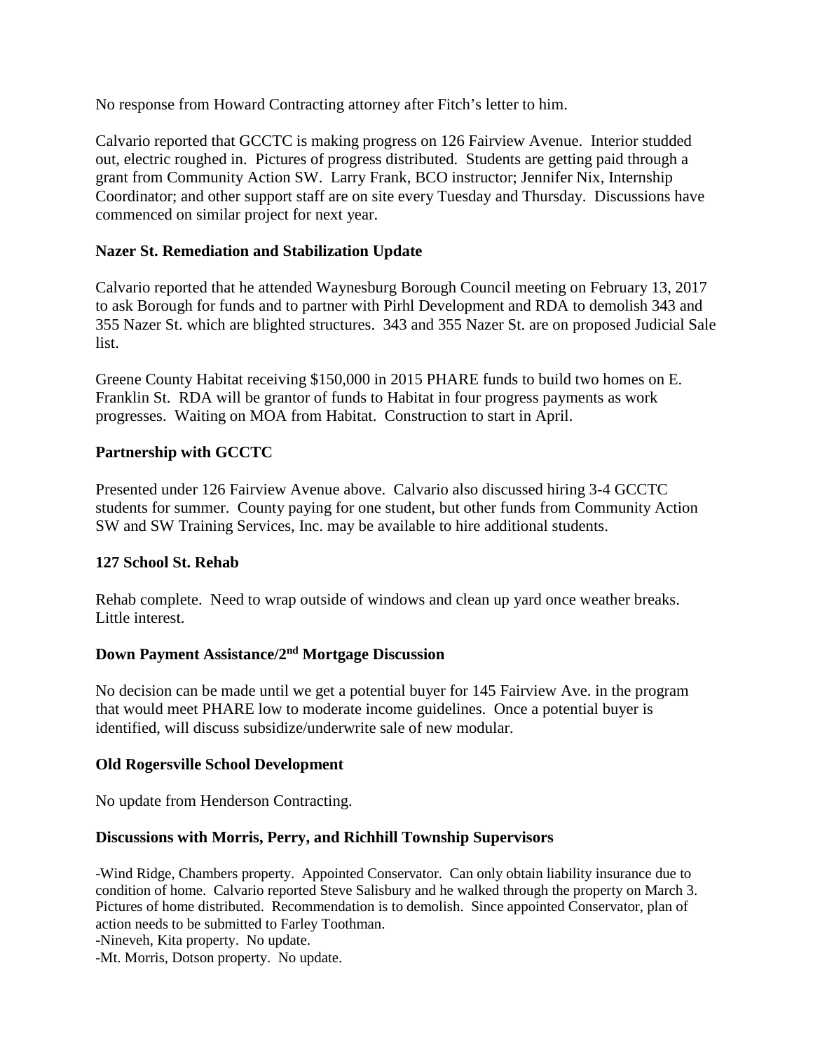No response from Howard Contracting attorney after Fitch's letter to him.

Calvario reported that GCCTC is making progress on 126 Fairview Avenue. Interior studded out, electric roughed in. Pictures of progress distributed. Students are getting paid through a grant from Community Action SW. Larry Frank, BCO instructor; Jennifer Nix, Internship Coordinator; and other support staff are on site every Tuesday and Thursday. Discussions have commenced on similar project for next year.

**Nazer St. Remediation and Stabilization Update**

Calvario reported that he attended Waynesburg Borough Council meeting on February 13, 2017 to ask Borough for funds and to partner with Pirhl Development and RDA to demolish 343 and 355 Nazer St. which are blighted structures. 343 and 355 Nazer St. are on proposed Judicial Sale list.

Greene County Habitat receiving $150,000 in 2015 PHARE funds to build two homes on E. Franklin St. RDA will be grantor of funds to Habitat in four progress payments as work progresses. Waiting on MOA from Habitat. Construction to start in April.

**Partnership with GCCTC**

Presented under 126 Fairview Avenue above. Calvario also discussed hiring 3-4 GCCTC students for summer. County paying for one student, but other funds from Community Action SW and SW Training Services, Inc. may be available to hire additional students.

**127 School St. Rehab**

Rehab complete. Need to wrap outside of windows and clean up yard once weather breaks. Little interest.

**Down Payment Assistance/2nd Mortgage Discussion**

No decision can be made until we get a potential buyer for 145 Fairview Ave. in the program that would meet PHARE low to moderate income guidelines. Once a potential buyer is identified, will discuss subsidize/underwrite sale of new modular.

**Old Rogersville School Development**

No update from Henderson Contracting.

**Discussions with Morris, Perry, and Richhill Township Supervisors**

-Wind Ridge, Chambers property. Appointed Conservator. Can only obtain liability insurance due to condition of home. Calvario reported Steve Salisbury and he walked through the property on March 3. Pictures of home distributed. Recommendation is to demolish. Since appointed Conservator, plan of action needs to be submitted to Farley Toothman.
-Nineveh, Kita property. No update.
-Mt. Morris, Dotson property. No update.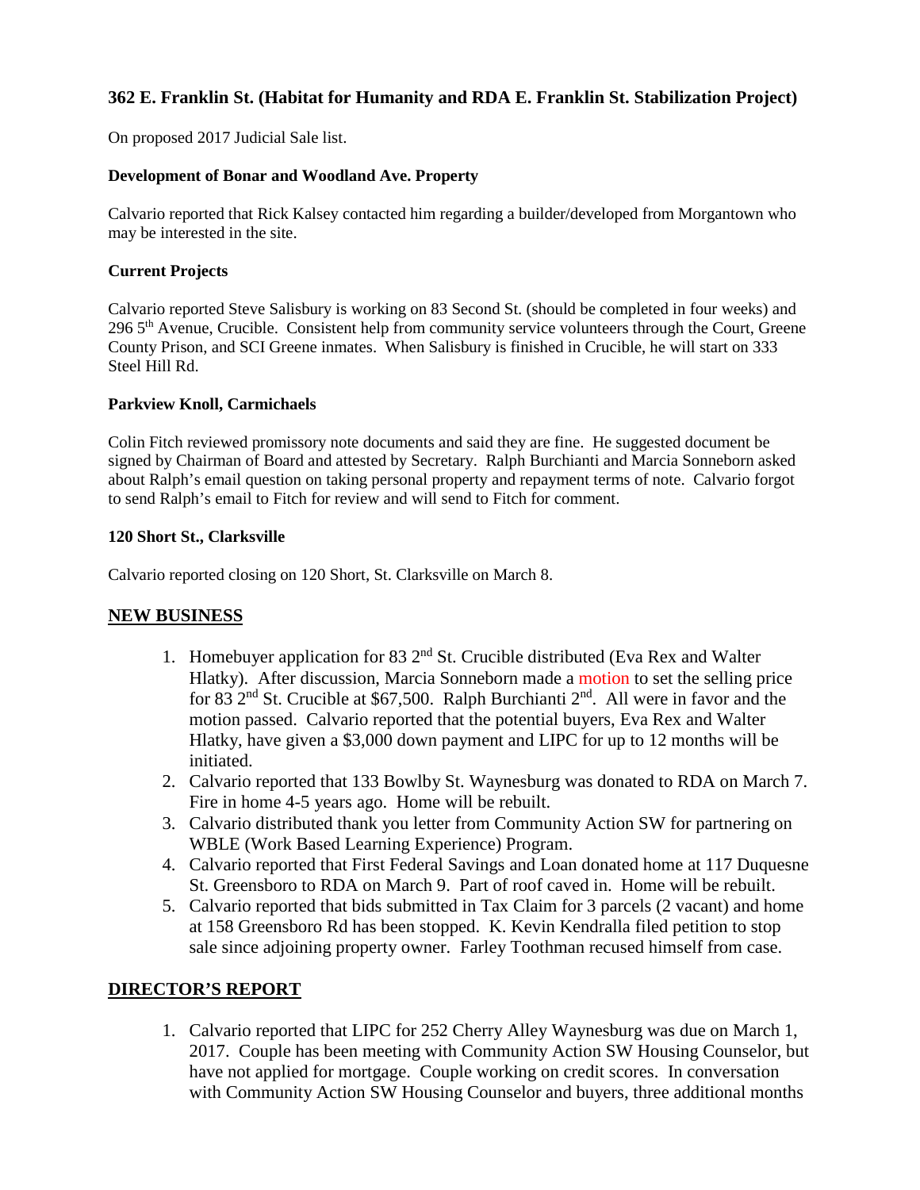### 362 E. Franklin St. (Habitat for Humanity and RDA E. Franklin St. Stabilization Project)

On proposed 2017 Judicial Sale list.

**Development of Bonar and Woodland Ave. Property**

Calvario reported that Rick Kalsey contacted him regarding a builder/developed from Morgantown who may be interested in the site.

**Current Projects**

Calvario reported Steve Salisbury is working on 83 Second St. (should be completed in four weeks) and 296 5th Avenue, Crucible. Consistent help from community service volunteers through the Court, Greene County Prison, and SCI Greene inmates. When Salisbury is finished in Crucible, he will start on 333 Steel Hill Rd.

**Parkview Knoll, Carmichaels**

Colin Fitch reviewed promissory note documents and said they are fine. He suggested document be signed by Chairman of Board and attested by Secretary. Ralph Burchianti and Marcia Sonneborn asked about Ralph's email question on taking personal property and repayment terms of note. Calvario forgot to send Ralph's email to Fitch for review and will send to Fitch for comment.

**120 Short St., Clarksville**

Calvario reported closing on 120 Short, St. Clarksville on March 8.

## NEW BUSINESS

1. Homebuyer application for 83 2nd St. Crucible distributed (Eva Rex and Walter Hlatky). After discussion, Marcia Sonneborn made a motion to set the selling price for 83 2nd St. Crucible at $67,500. Ralph Burchianti 2nd. All were in favor and the motion passed. Calvario reported that the potential buyers, Eva Rex and Walter Hlatky, have given a $3,000 down payment and LIPC for up to 12 months will be initiated.
2. Calvario reported that 133 Bowlby St. Waynesburg was donated to RDA on March 7. Fire in home 4-5 years ago. Home will be rebuilt.
3. Calvario distributed thank you letter from Community Action SW for partnering on WBLE (Work Based Learning Experience) Program.
4. Calvario reported that First Federal Savings and Loan donated home at 117 Duquesne St. Greensboro to RDA on March 9. Part of roof caved in. Home will be rebuilt.
5. Calvario reported that bids submitted in Tax Claim for 3 parcels (2 vacant) and home at 158 Greensboro Rd has been stopped. K. Kevin Kendralla filed petition to stop sale since adjoining property owner. Farley Toothman recused himself from case.

## DIRECTOR'S REPORT

1. Calvario reported that LIPC for 252 Cherry Alley Waynesburg was due on March 1, 2017. Couple has been meeting with Community Action SW Housing Counselor, but have not applied for mortgage. Couple working on credit scores. In conversation with Community Action SW Housing Counselor and buyers, three additional months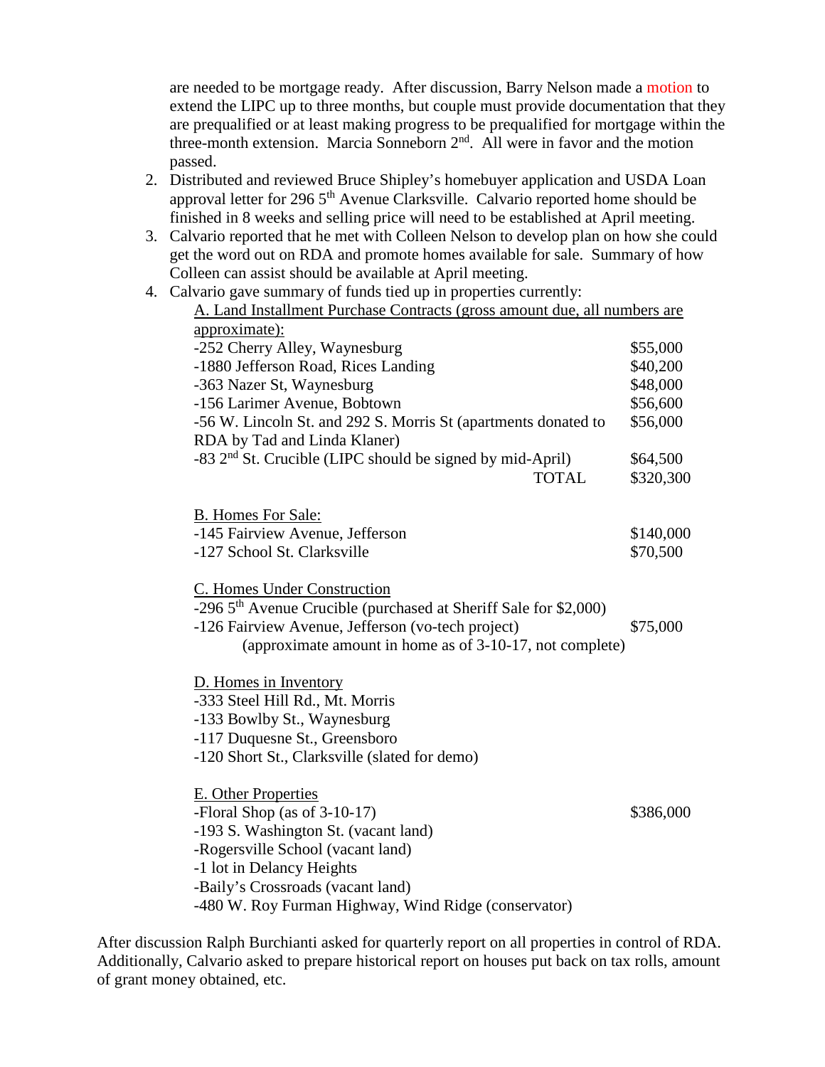are needed to be mortgage ready. After discussion, Barry Nelson made a motion to extend the LIPC up to three months, but couple must provide documentation that they are prequalified or at least making progress to be prequalified for mortgage within the three-month extension. Marcia Sonneborn 2nd. All were in favor and the motion passed.

2. Distributed and reviewed Bruce Shipley's homebuyer application and USDA Loan approval letter for 296 5th Avenue Clarksville. Calvario reported home should be finished in 8 weeks and selling price will need to be established at April meeting.
3. Calvario reported that he met with Colleen Nelson to develop plan on how she could get the word out on RDA and promote homes available for sale. Summary of how Colleen can assist should be available at April meeting.
4. Calvario gave summary of funds tied up in properties currently:

A. Land Installment Purchase Contracts (gross amount due, all numbers are approximate):

| | |
|---|---|
| -252 Cherry Alley, Waynesburg | $55,000 |
| -1880 Jefferson Road, Rices Landing | $40,200 |
| -363 Nazer St, Waynesburg | $48,000 |
| -156 Larimer Avenue, Bobtown | $56,600 |
| -56 W. Lincoln St. and 292 S. Morris St (apartments donated to RDA by Tad and Linda Klaner) | $56,000 |
| -83 2nd St. Crucible (LIPC should be signed by mid-April) | $64,500 |
| TOTAL | $320,300 |

B. Homes For Sale:

| | |
|---|---|
| -145 Fairview Avenue, Jefferson | $140,000 |
| -127 School St. Clarksville | $70,500 |

C. Homes Under Construction

-296 5th Avenue Crucible (purchased at Sheriff Sale for $2,000)
-126 Fairview Avenue, Jefferson (vo-tech project) $75,000
(approximate amount in home as of 3-10-17, not complete)

D. Homes in Inventory

-333 Steel Hill Rd., Mt. Morris
-133 Bowlby St., Waynesburg
-117 Duquesne St., Greensboro
-120 Short St., Clarksville (slated for demo)

E. Other Properties

-Floral Shop (as of 3-10-17) $386,000
-193 S. Washington St. (vacant land)
-Rogersville School (vacant land)
-1 lot in Delancy Heights
-Baily's Crossroads (vacant land)
-480 W. Roy Furman Highway, Wind Ridge (conservator)

After discussion Ralph Burchianti asked for quarterly report on all properties in control of RDA. Additionally, Calvario asked to prepare historical report on houses put back on tax rolls, amount of grant money obtained, etc.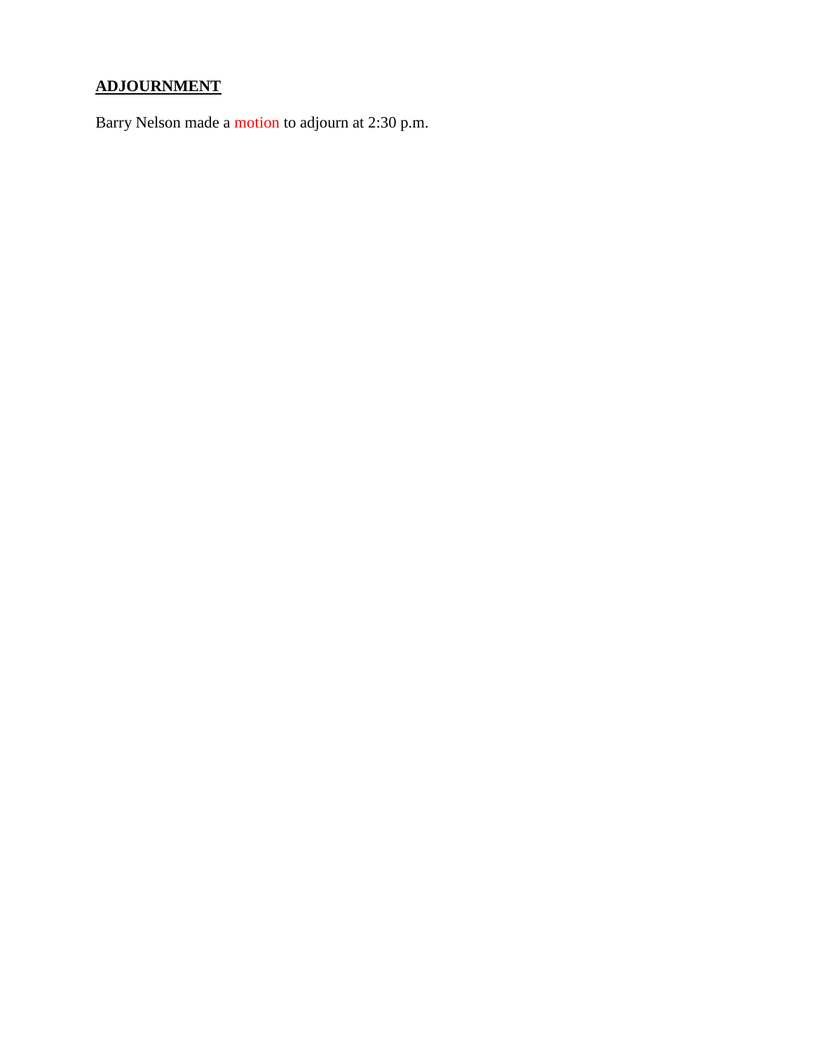**ADJOURNMENT**

Barry Nelson made a motion to adjourn at 2:30 p.m.